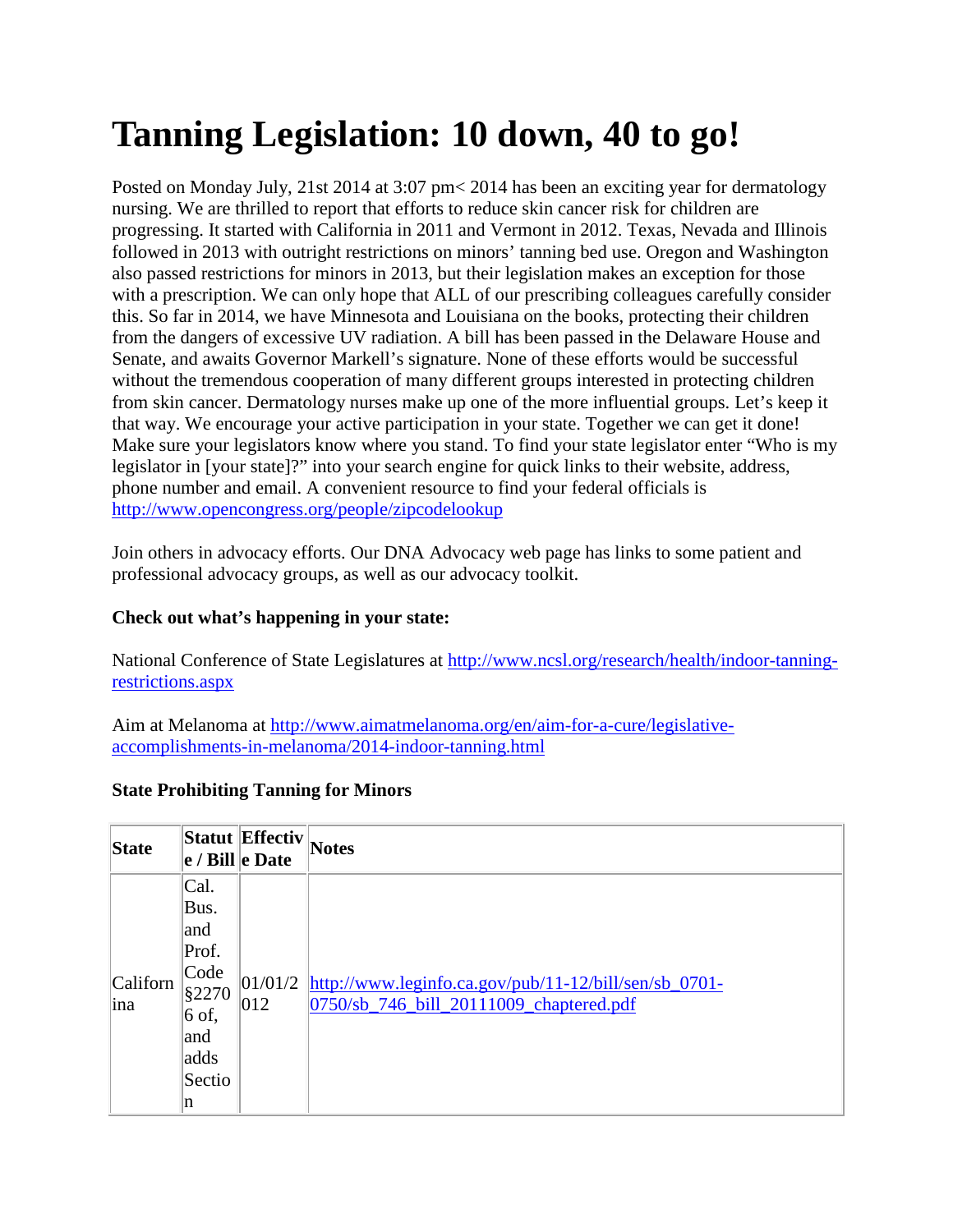# Tanning Legislation: 10 down, 40 to go!

Posted on Monday July, 21st 2014 at 3:07 pm< 2014 has been an exciting year for dermatology nursing. We are thrilled to report that efforts to reduce skin cancer risk for children are progressing. It started with California in 2011 and Vermont in 2012. Texas, Nevada and Illinois followed in 2013 with outright restrictions on minors' tanning bed use. Oregon and Washington also passed restrictions for minors in 2013, but their legislation makes an exception for those with a prescription. We can only hope that ALL of our prescribing colleagues carefully consider this. So far in 2014, we have Minnesota and Louisiana on the books, protecting their children from the dangers of excessive UV radiation. A bill has been passed in the Delaware House and Senate, and awaits Governor Markell's signature. None of these efforts would be successful without the tremendous cooperation of many different groups interested in protecting children from skin cancer. Dermatology nurses make up one of the more influential groups. Let's keep it that way. We encourage your active participation in your state. Together we can get it done! Make sure your legislators know where you stand. To find your state legislator enter "Who is my legislator in [your state]?" into your search engine for quick links to their website, address, phone number and email. A convenient resource to find your federal officials is http://www.opencongress.org/people/zipcodelookup

Join others in advocacy efforts. Our DNA Advocacy web page has links to some patient and professional advocacy groups, as well as our advocacy toolkit.

**Check out what's happening in your state:**

National Conference of State Legislatures at http://www.ncsl.org/research/health/indoor-tanning-restrictions.aspx

Aim at Melanoma at http://www.aimatmelanoma.org/en/aim-for-a-cure/legislative-accomplishments-in-melanoma/2014-indoor-tanning.html

**State Prohibiting Tanning for Minors**

| State | Statute / Bill | Effective Date | Notes |
|---|---|---|---|
| California | Cal. Bus. and Prof. Code §22706 of, and adds Section | 01/01/2012 | http://www.leginfo.ca.gov/pub/11-12/bill/sen/sb_0701-0750/sb_746_bill_20111009_chaptered.pdf |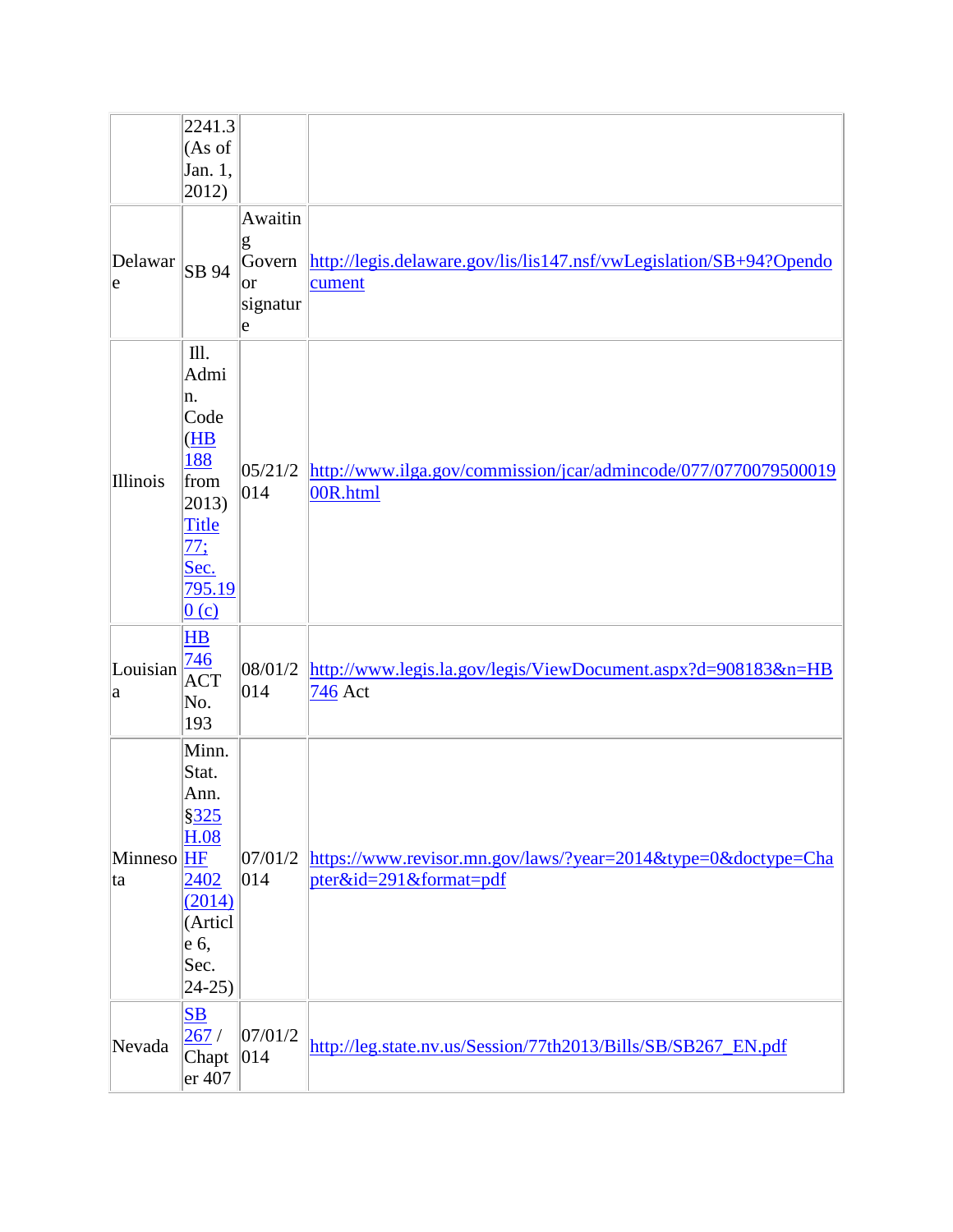| | | | |
|---|---|---|---|
| | 2241.3 (As of Jan. 1, 2012) | | |
| Delaware | SB 94 | Awaiting Governor signature | http://legis.delaware.gov/lis/lis147.nsf/vwLegislation/SB+94?Opendocument |
| Illinois | Ill. Admin. Code (HB 188 from 2013) Title 77; Sec. 795.190 (c) | 05/21/2014 | http://www.ilga.gov/commission/jcar/admincode/077/07700795000190R.html |
| Louisiana | HB 746 ACT No. 193 | 08/01/2014 | http://www.legis.la.gov/legis/ViewDocument.aspx?d=908183&n=HB 746 Act |
| Minnesota | Minn. Stat. Ann. §325H.08 HF 2402 (2014) (Article 6, Sec. 24-25) | 07/01/2014 | https://www.revisor.mn.gov/laws/?year=2014&type=0&doctype=Chapter&id=291&format=pdf |
| Nevada | SB 267 / Chapter 407 | 07/01/2014 | http://leg.state.nv.us/Session/77th2013/Bills/SB/SB267_EN.pdf |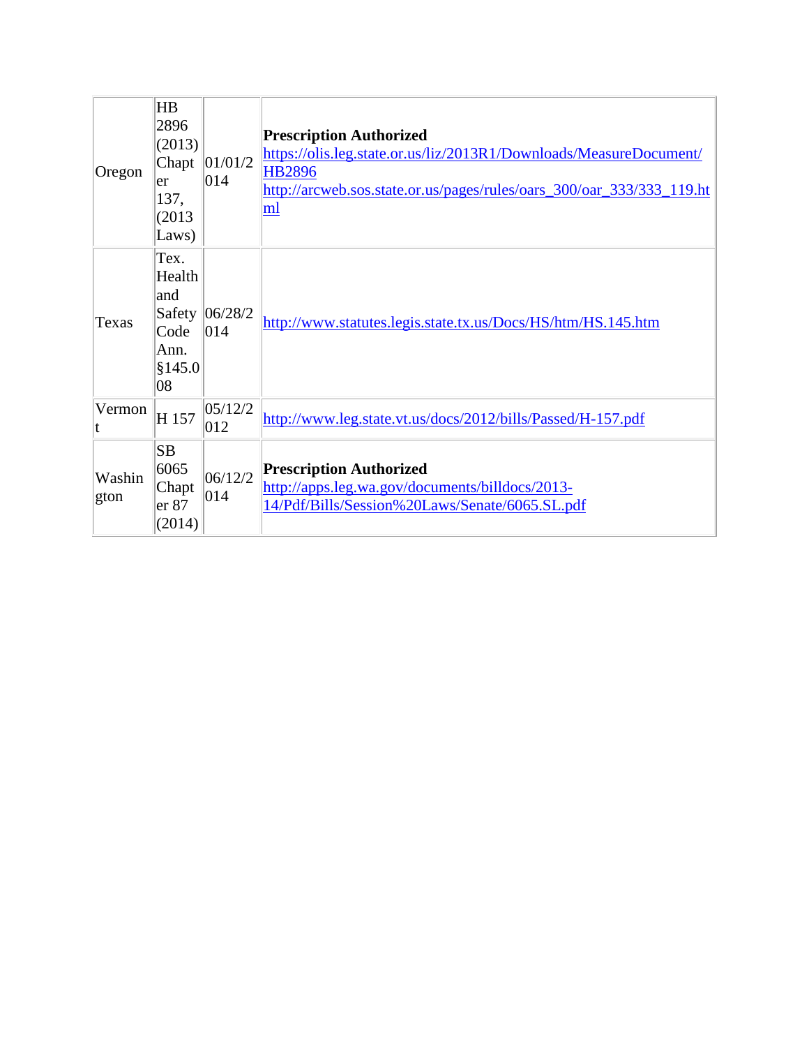| | | | |
|---|---|---|---|
| Oregon | HB 2896 (2013) Chapter 137, (2013 Laws) | 01/01/2014 | **Prescription Authorized** https://olis.leg.state.or.us/liz/2013R1/Downloads/MeasureDocument/HB2896 http://arcweb.sos.state.or.us/pages/rules/oars_300/oar_333/333_119.html |
| Texas | Tex. Health and Safety Code Ann. §145.008 | 06/28/2014 | http://www.statutes.legis.state.tx.us/Docs/HS/htm/HS.145.htm |
| Vermont | H 157 | 05/12/2012 | http://www.leg.state.vt.us/docs/2012/bills/Passed/H-157.pdf |
| Washington | SB 6065 Chapter 87 (2014) | 06/12/2014 | **Prescription Authorized** http://apps.leg.wa.gov/documents/billdocs/2013-14/Pdf/Bills/Session%20Laws/Senate/6065.SL.pdf |